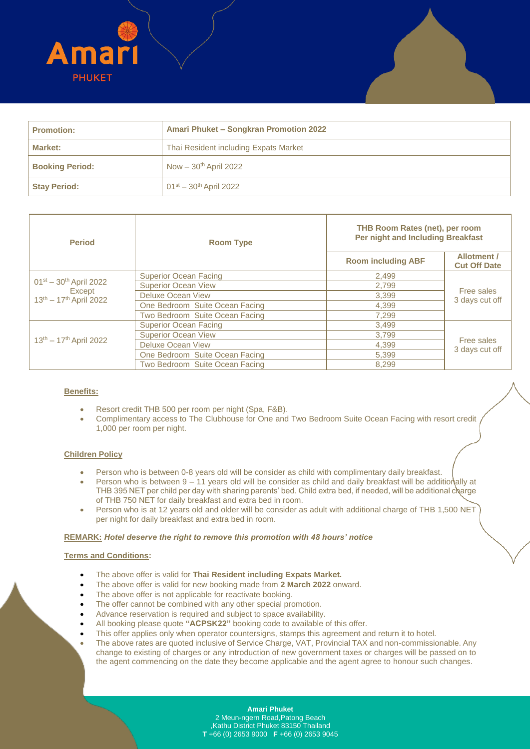Amari PHUKET

| Promotion: | Amari Phuket – Songkran Promotion 2022 |
|---|---|
| Market: | Thai Resident including Expats Market |
| Booking Period: | Now – 30th April 2022 |
| Stay Period: | 01st – 30th April 2022 |

| Period | Room Type | THB Room Rates (net), per room Per night and Including Breakfast | |
|---|---|---|---|
| | | Room including ABF | Allotment / Cut Off Date |
| 01st – 30th April 2022 Except 13th – 17th April 2022 | Superior Ocean Facing | 2,499 | Free sales 3 days cut off |
| | Superior Ocean View | 2,799 | |
| | Deluxe Ocean View | 3,399 | |
| | One Bedroom Suite Ocean Facing | 4,399 | |
| | Two Bedroom Suite Ocean Facing | 7,299 | |
| 13th – 17th April 2022 | Superior Ocean Facing | 3,499 | Free sales 3 days cut off |
| | Superior Ocean View | 3,799 | |
| | Deluxe Ocean View | 4,399 | |
| | One Bedroom Suite Ocean Facing | 5,399 | |
| | Two Bedroom Suite Ocean Facing | 8,299 | |

**Benefits:**

- Resort credit THB 500 per room per night (Spa, F&B).
- Complimentary access to The Clubhouse for One and Two Bedroom Suite Ocean Facing with resort credit 1,000 per room per night.

**Children Policy**

- Person who is between 0-8 years old will be consider as child with complimentary daily breakfast.
- Person who is between 9 – 11 years old will be consider as child and daily breakfast will be additionally at THB 395 NET per child per day with sharing parents' bed. Child extra bed, if needed, will be additional charge of THB 750 NET for daily breakfast and extra bed in room.
- Person who is at 12 years old and older will be consider as adult with additional charge of THB 1,500 NET per night for daily breakfast and extra bed in room.

**REMARK:** ***Hotel deserve the right to remove this promotion with 48 hours' notice***

**Terms and Conditions:**

- The above offer is valid for **Thai Resident including Expats Market.**
- The above offer is valid for new booking made from **2 March 2022** onward.
- The above offer is not applicable for reactivate booking.
- The offer cannot be combined with any other special promotion.
- Advance reservation is required and subject to space availability.
- All booking please quote **"ACPSK22"** booking code to available of this offer.
- This offer applies only when operator countersigns, stamps this agreement and return it to hotel.
- The above rates are quoted inclusive of Service Charge, VAT, Provincial TAX and non-commissionable. Any change to existing of charges or any introduction of new government taxes or charges will be passed on to the agent commencing on the date they become applicable and the agent agree to honour such changes.

**Amari Phuket**
2 Meun-ngern Road,Patong Beach
,Kathu District Phuket 83150 Thailand
**T** +66 (0) 2653 9000 **F** +66 (0) 2653 9045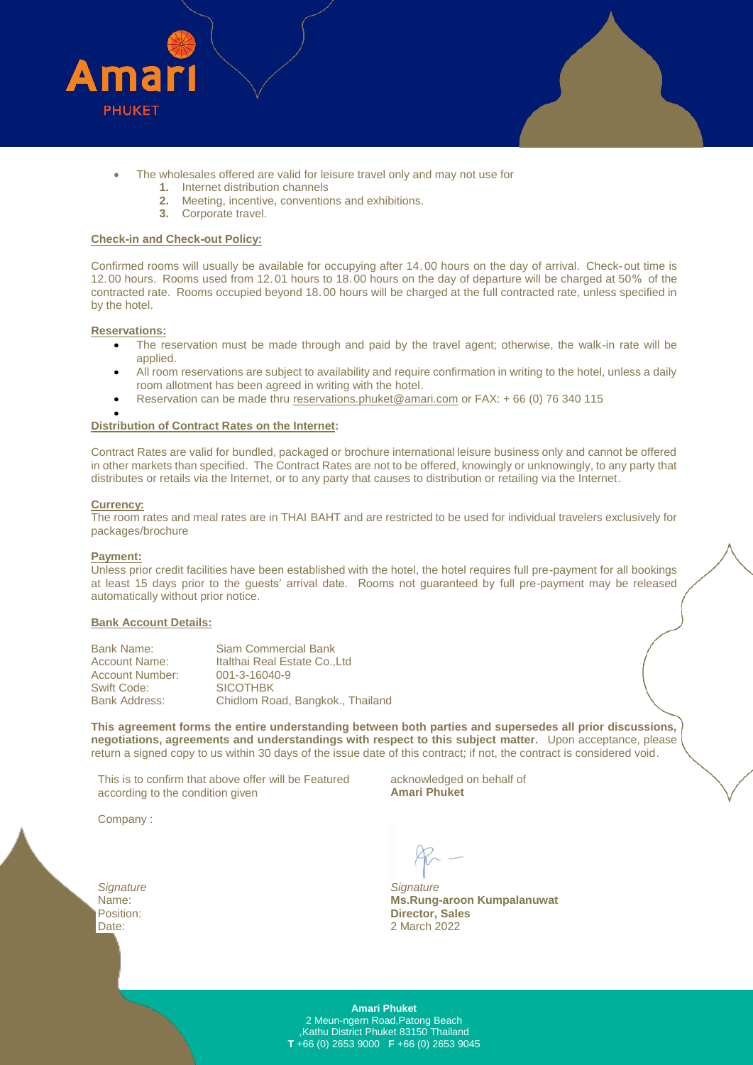- The wholesales offered are valid for leisure travel only and may not use for
    1. Internet distribution channels
    2. Meeting, incentive, conventions and exhibitions.
    3. Corporate travel.

**Check-in and Check-out Policy:**

Confirmed rooms will usually be available for occupying after 14.00 hours on the day of arrival. Check-out time is 12.00 hours. Rooms used from 12.01 hours to 18.00 hours on the day of departure will be charged at 50% of the contracted rate. Rooms occupied beyond 18.00 hours will be charged at the full contracted rate, unless specified in by the hotel.

**Reservations:**

- The reservation must be made through and paid by the travel agent; otherwise, the walk-in rate will be applied.
- All room reservations are subject to availability and require confirmation in writing to the hotel, unless a daily room allotment has been agreed in writing with the hotel.
- Reservation can be made thru reservations.phuket@amari.com or FAX: + 66 (0) 76 340 115

**Distribution of Contract Rates on the Internet:**

Contract Rates are valid for bundled, packaged or brochure international leisure business only and cannot be offered in other markets than specified. The Contract Rates are not to be offered, knowingly or unknowingly, to any party that distributes or retails via the Internet, or to any party that causes to distribution or retailing via the Internet.

**Currency:**

The room rates and meal rates are in THAI BAHT and are restricted to be used for individual travelers exclusively for packages/brochure

**Payment:**

Unless prior credit facilities have been established with the hotel, the hotel requires full pre-payment for all bookings at least 15 days prior to the guests' arrival date. Rooms not guaranteed by full pre-payment may be released automatically without prior notice.

**Bank Account Details:**

| | |
|---|---|
| Bank Name: | Siam Commercial Bank |
| Account Name: | Italthai Real Estate Co.,Ltd |
| Account Number: | 001-3-16040-9 |
| Swift Code: | SICOTHBK |
| Bank Address: | Chidlom Road, Bangkok., Thailand |

**This agreement forms the entire understanding between both parties and supersedes all prior discussions, negotiations, agreements and understandings with respect to this subject matter.** Upon acceptance, please return a signed copy to us within 30 days of the issue date of this contract; if not, the contract is considered void.

This is to confirm that above offer will be Featured according to the condition given

Company :

*Signature*
Name:
Position:
Date:

acknowledged on behalf of
**Amari Phuket**

*Signature*
**Ms.Rung-aroon Kumpalanuwat**
**Director, Sales**
2 March 2022

**Amari Phuket**
2 Meun-ngern Road,Patong Beach
,Kathu District Phuket 83150 Thailand
**T** +66 (0) 2653 9000 **F** +66 (0) 2653 9045